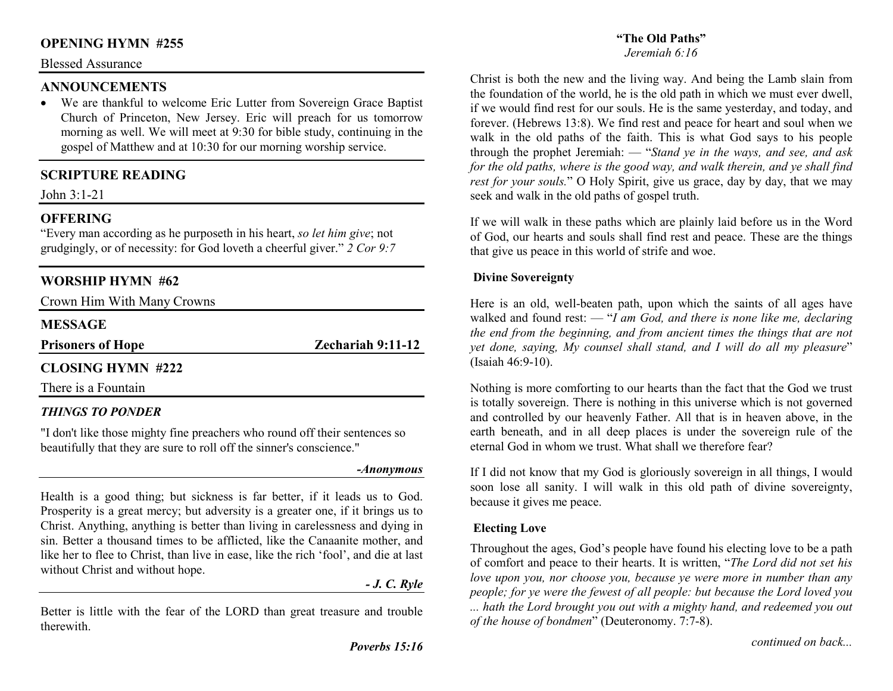## OPENING HYMN #255

Blessed Assurance

## ANNOUNCEMENTS

- We are thankful to welcome Eric Lutter from Sovereign Grace Baptist Church of Princeton, New Jersey. Eric will preach for us tomorrow morning as well. We will meet at 9:30 for bible study, continuing in the gospel of Matthew and at 10:30 for our morning worship service.

## SCRIPTURE READING

John 3:1-21

## OFFERING

"Every man according as he purposeth in his heart, *so let him give*; not grudgingly, or of necessity: for God loveth a cheerful giver." *2 Cor 9:7*

## WORSHIP HYMN #62

Crown Him With Many Crowns

## MESSAGE

**Prisoners of Hope** — **Zechariah 9:11-12**

## CLOSING HYMN #222

There is a Fountain

## *THINGS TO PONDER*

"I don't like those mighty fine preachers who round off their sentences so beautifully that they are sure to roll off the sinner's conscience."

***-Anonymous***

Health is a good thing; but sickness is far better, if it leads us to God. Prosperity is a great mercy; but adversity is a greater one, if it brings us to Christ. Anything, anything is better than living in carelessness and dying in sin. Better a thousand times to be afflicted, like the Canaanite mother, and like her to flee to Christ, than live in ease, like the rich 'fool', and die at last without Christ and without hope.

***- J. C. Ryle***

Better is little with the fear of the LORD than great treasure and trouble therewith.

***Poverbs 15:16***

## "The Old Paths"

*Jeremiah 6:16*

Christ is both the new and the living way. And being the Lamb slain from the foundation of the world, he is the old path in which we must ever dwell, if we would find rest for our souls. He is the same yesterday, and today, and forever. (Hebrews 13:8). We find rest and peace for heart and soul when we walk in the old paths of the faith. This is what God says to his people through the prophet Jeremiah: — "*Stand ye in the ways, and see, and ask for the old paths, where is the good way, and walk therein, and ye shall find rest for your souls.*" O Holy Spirit, give us grace, day by day, that we may seek and walk in the old paths of gospel truth.

If we will walk in these paths which are plainly laid before us in the Word of God, our hearts and souls shall find rest and peace. These are the things that give us peace in this world of strife and woe.

### Divine Sovereignty

Here is an old, well-beaten path, upon which the saints of all ages have walked and found rest: — "*I am God, and there is none like me, declaring the end from the beginning, and from ancient times the things that are not yet done, saying, My counsel shall stand, and I will do all my pleasure*" (Isaiah 46:9-10).

Nothing is more comforting to our hearts than the fact that the God we trust is totally sovereign. There is nothing in this universe which is not governed and controlled by our heavenly Father. All that is in heaven above, in the earth beneath, and in all deep places is under the sovereign rule of the eternal God in whom we trust. What shall we therefore fear?

If I did not know that my God is gloriously sovereign in all things, I would soon lose all sanity. I will walk in this old path of divine sovereignty, because it gives me peace.

### Electing Love

Throughout the ages, God's people have found his electing love to be a path of comfort and peace to their hearts. It is written, "*The Lord did not set his love upon you, nor choose you, because ye were more in number than any people; for ye were the fewest of all people: but because the Lord loved you ... hath the Lord brought you out with a mighty hand, and redeemed you out of the house of bondmen*" (Deuteronomy. 7:7-8).

*continued on back...*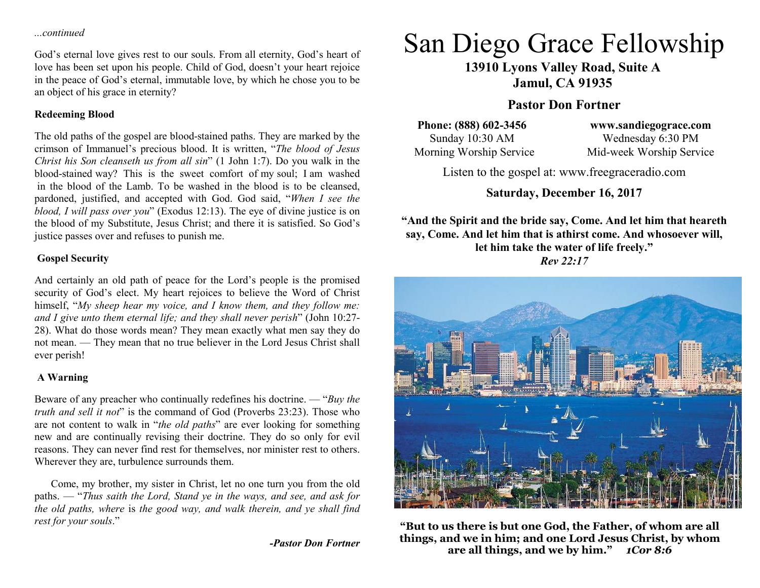*...continued*

God's eternal love gives rest to our souls. From all eternity, God's heart of love has been set upon his people. Child of God, doesn't your heart rejoice in the peace of God's eternal, immutable love, by which he chose you to be an object of his grace in eternity?

**Redeeming Blood**

The old paths of the gospel are blood-stained paths. They are marked by the crimson of Immanuel's precious blood. It is written, "*The blood of Jesus Christ his Son cleanseth us from all sin*" (1 John 1:7). Do you walk in the blood-stained way? This is the sweet comfort of my soul; I am washed in the blood of the Lamb. To be washed in the blood is to be cleansed, pardoned, justified, and accepted with God. God said, "*When I see the blood, I will pass over you*" (Exodus 12:13). The eye of divine justice is on the blood of my Substitute, Jesus Christ; and there it is satisfied. So God's justice passes over and refuses to punish me.

**Gospel Security**

And certainly an old path of peace for the Lord's people is the promised security of God's elect. My heart rejoices to believe the Word of Christ himself, "*My sheep hear my voice, and I know them, and they follow me: and I give unto them eternal life; and they shall never perish*" (John 10:27-28). What do those words mean? They mean exactly what men say they do not mean. — They mean that no true believer in the Lord Jesus Christ shall ever perish!

**A Warning**

Beware of any preacher who continually redefines his doctrine. — "*Buy the truth and sell it not*" is the command of God (Proverbs 23:23). Those who are not content to walk in "*the old paths*" are ever looking for something new and are continually revising their doctrine. They do so only for evil reasons. They can never find rest for themselves, nor minister rest to others. Wherever they are, turbulence surrounds them.

Come, my brother, my sister in Christ, let no one turn you from the old paths. — "*Thus saith the Lord, Stand ye in the ways, and see, and ask for the old paths, where* is *the good way, and walk therein, and ye shall find rest for your souls*."

***-Pastor Don Fortner***

# San Diego Grace Fellowship

**13910 Lyons Valley Road, Suite A**
**Jamul, CA 91935**

## Pastor Don Fortner

| | |
|---|---|
| **Phone: (888) 602-3456** | **www.sandiegograce.com** |
| Sunday 10:30 AM | Wednesday 6:30 PM |
| Morning Worship Service | Mid-week Worship Service |

Listen to the gospel at: www.freegraceradio.com

**Saturday, December 16, 2017**

**"And the Spirit and the bride say, Come. And let him that heareth say, Come. And let him that is athirst come. And whosoever will, let him take the water of life freely."**
***Rev 22:17***

**"But to us there is but one God, the Father, of whom are all things, and we in him; and one Lord Jesus Christ, by whom are all things, and we by him."** ***1Cor 8:6***